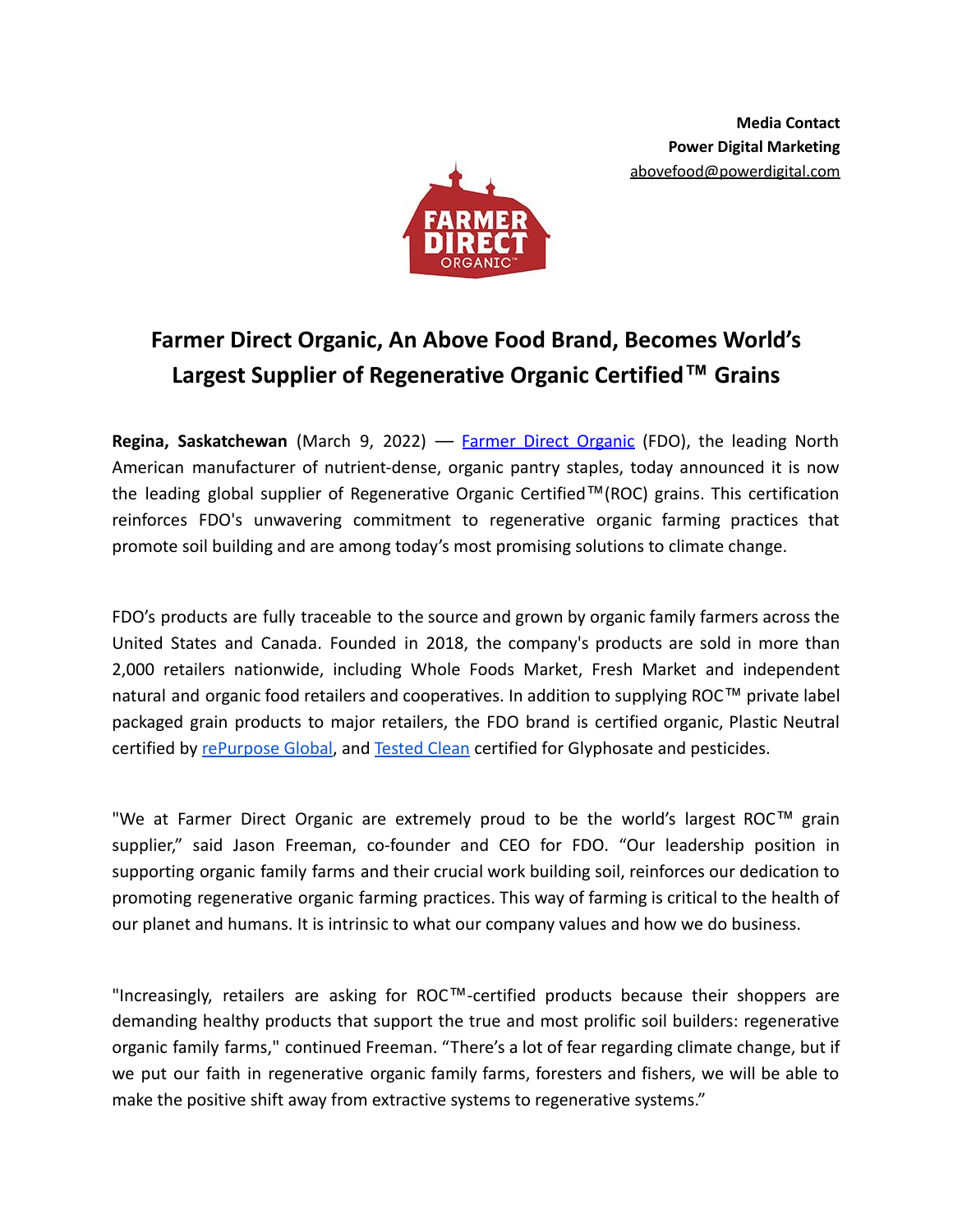**Media Contact**
**Power Digital Marketing**
abovefood@powerdigital.com

# Farmer Direct Organic, An Above Food Brand, Becomes World's Largest Supplier of Regenerative Organic Certified™ Grains

**Regina, Saskatchewan** (March 9, 2022) — Farmer Direct Organic (FDO), the leading North American manufacturer of nutrient-dense, organic pantry staples, today announced it is now the leading global supplier of Regenerative Organic Certified™(ROC) grains. This certification reinforces FDO's unwavering commitment to regenerative organic farming practices that promote soil building and are among today's most promising solutions to climate change.

FDO's products are fully traceable to the source and grown by organic family farmers across the United States and Canada. Founded in 2018, the company's products are sold in more than 2,000 retailers nationwide, including Whole Foods Market, Fresh Market and independent natural and organic food retailers and cooperatives. In addition to supplying ROC™ private label packaged grain products to major retailers, the FDO brand is certified organic, Plastic Neutral certified by rePurpose Global, and Tested Clean certified for Glyphosate and pesticides.

"We at Farmer Direct Organic are extremely proud to be the world's largest ROC™ grain supplier," said Jason Freeman, co-founder and CEO for FDO. "Our leadership position in supporting organic family farms and their crucial work building soil, reinforces our dedication to promoting regenerative organic farming practices. This way of farming is critical to the health of our planet and humans. It is intrinsic to what our company values and how we do business.

"Increasingly, retailers are asking for ROC™-certified products because their shoppers are demanding healthy products that support the true and most prolific soil builders: regenerative organic family farms," continued Freeman. "There's a lot of fear regarding climate change, but if we put our faith in regenerative organic family farms, foresters and fishers, we will be able to make the positive shift away from extractive systems to regenerative systems."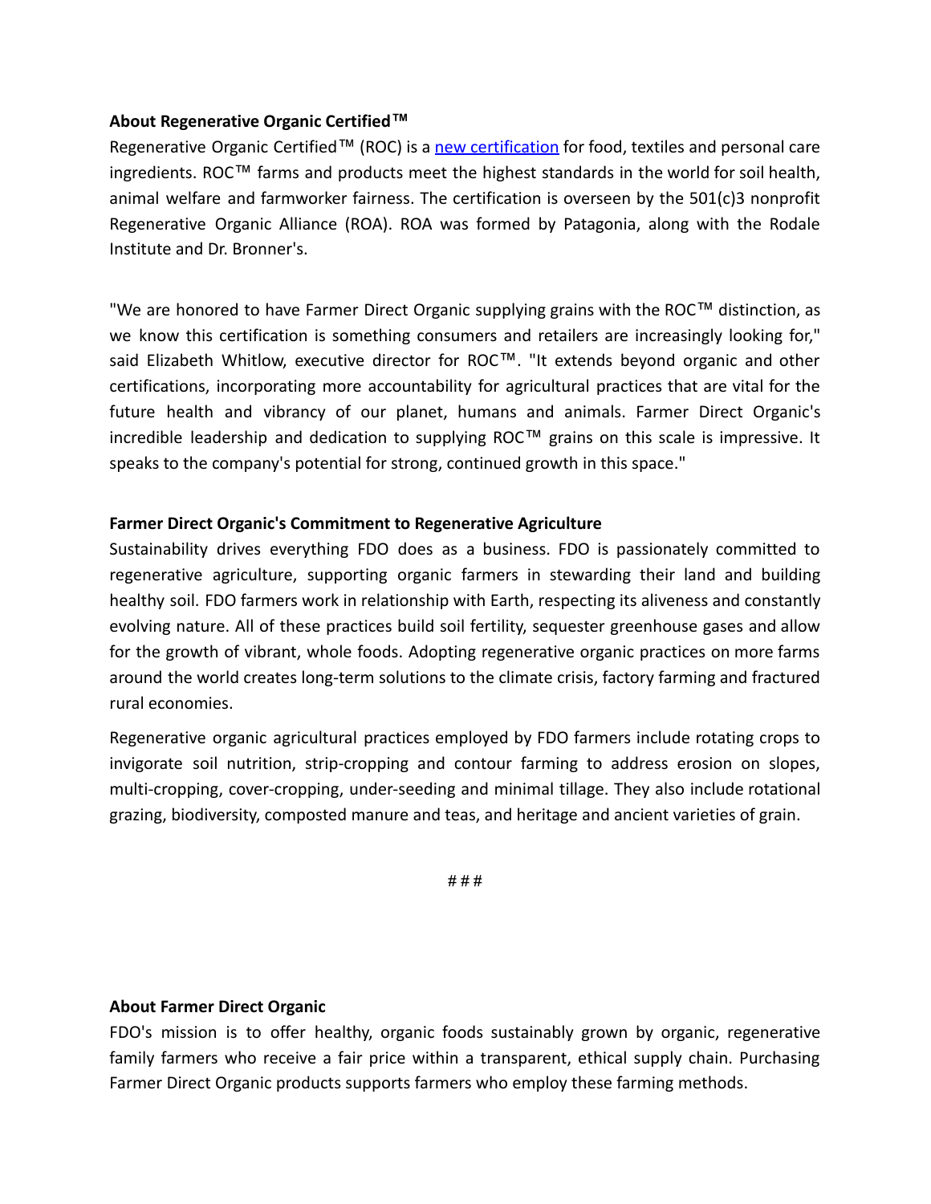**About Regenerative Organic Certified™**

Regenerative Organic Certified™ (ROC) is a [new certification](new certification) for food, textiles and personal care ingredients. ROC™ farms and products meet the highest standards in the world for soil health, animal welfare and farmworker fairness. The certification is overseen by the 501(c)3 nonprofit Regenerative Organic Alliance (ROA). ROA was formed by Patagonia, along with the Rodale Institute and Dr. Bronner's.

"We are honored to have Farmer Direct Organic supplying grains with the ROC™ distinction, as we know this certification is something consumers and retailers are increasingly looking for," said Elizabeth Whitlow, executive director for ROC™. "It extends beyond organic and other certifications, incorporating more accountability for agricultural practices that are vital for the future health and vibrancy of our planet, humans and animals. Farmer Direct Organic's incredible leadership and dedication to supplying ROC™ grains on this scale is impressive. It speaks to the company's potential for strong, continued growth in this space."

**Farmer Direct Organic's Commitment to Regenerative Agriculture**

Sustainability drives everything FDO does as a business. FDO is passionately committed to regenerative agriculture, supporting organic farmers in stewarding their land and building healthy soil. FDO farmers work in relationship with Earth, respecting its aliveness and constantly evolving nature. All of these practices build soil fertility, sequester greenhouse gases and allow for the growth of vibrant, whole foods. Adopting regenerative organic practices on more farms around the world creates long-term solutions to the climate crisis, factory farming and fractured rural economies.

Regenerative organic agricultural practices employed by FDO farmers include rotating crops to invigorate soil nutrition, strip-cropping and contour farming to address erosion on slopes, multi-cropping, cover-cropping, under-seeding and minimal tillage. They also include rotational grazing, biodiversity, composted manure and teas, and heritage and ancient varieties of grain.

# # #

**About Farmer Direct Organic**

FDO's mission is to offer healthy, organic foods sustainably grown by organic, regenerative family farmers who receive a fair price within a transparent, ethical supply chain. Purchasing Farmer Direct Organic products supports farmers who employ these farming methods.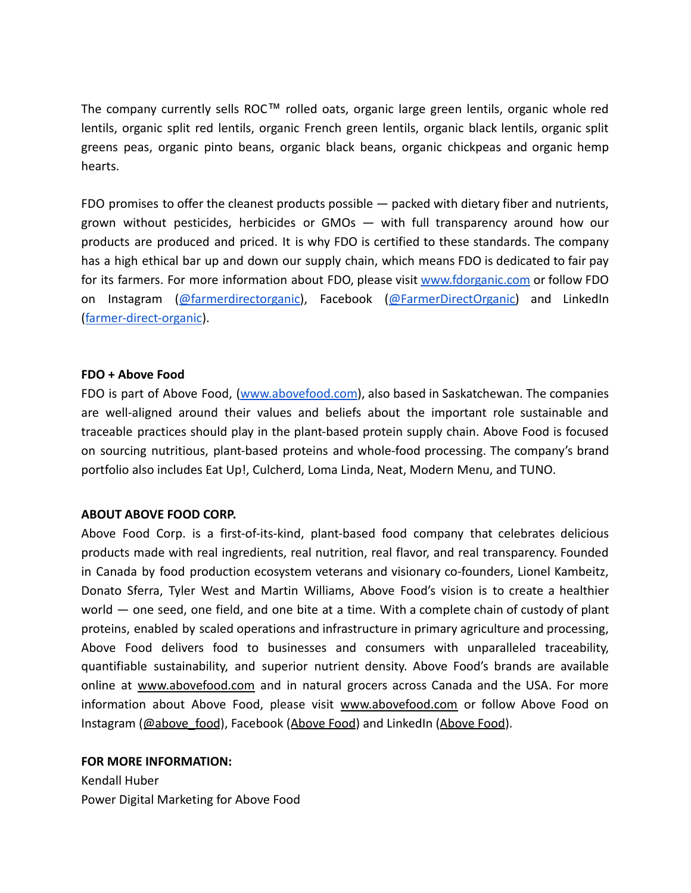The company currently sells ROC™ rolled oats, organic large green lentils, organic whole red lentils, organic split red lentils, organic French green lentils, organic black lentils, organic split greens peas, organic pinto beans, organic black beans, organic chickpeas and organic hemp hearts.

FDO promises to offer the cleanest products possible — packed with dietary fiber and nutrients, grown without pesticides, herbicides or GMOs — with full transparency around how our products are produced and priced. It is why FDO is certified to these standards. The company has a high ethical bar up and down our supply chain, which means FDO is dedicated to fair pay for its farmers. For more information about FDO, please visit [www.fdorganic.com](http://www.fdorganic.com) or follow FDO on Instagram ([@farmerdirectorganic](#)), Facebook ([@FarmerDirectOrganic](#)) and LinkedIn ([farmer-direct-organic](#)).

**FDO + Above Food**

FDO is part of Above Food, ([www.abovefood.com](http://www.abovefood.com)), also based in Saskatchewan. The companies are well-aligned around their values and beliefs about the important role sustainable and traceable practices should play in the plant-based protein supply chain. Above Food is focused on sourcing nutritious, plant-based proteins and whole-food processing. The company's brand portfolio also includes Eat Up!, Culcherd, Loma Linda, Neat, Modern Menu, and TUNO.

**ABOUT ABOVE FOOD CORP.**

Above Food Corp. is a first-of-its-kind, plant-based food company that celebrates delicious products made with real ingredients, real nutrition, real flavor, and real transparency. Founded in Canada by food production ecosystem veterans and visionary co-founders, Lionel Kambeitz, Donato Sferra, Tyler West and Martin Williams, Above Food's vision is to create a healthier world — one seed, one field, and one bite at a time. With a complete chain of custody of plant proteins, enabled by scaled operations and infrastructure in primary agriculture and processing, Above Food delivers food to businesses and consumers with unparalleled traceability, quantifiable sustainability, and superior nutrient density. Above Food's brands are available online at www.abovefood.com and in natural grocers across Canada and the USA. For more information about Above Food, please visit www.abovefood.com or follow Above Food on Instagram (@above_food), Facebook (Above Food) and LinkedIn (Above Food).

**FOR MORE INFORMATION:**

Kendall Huber
Power Digital Marketing for Above Food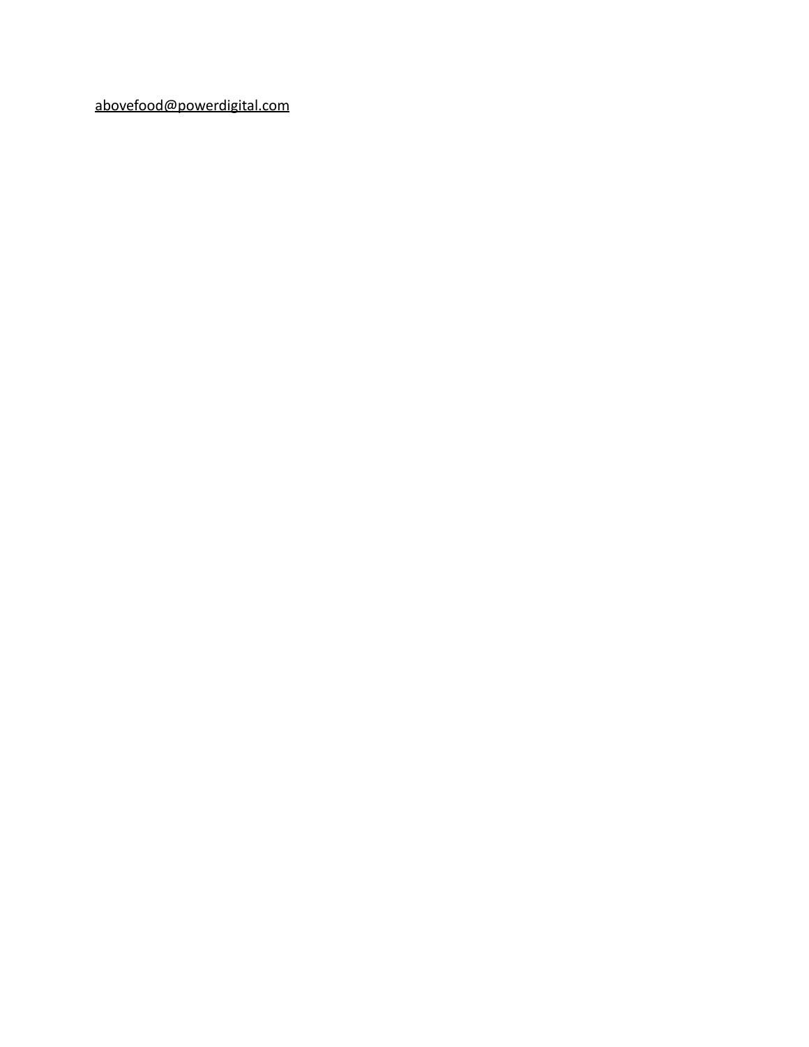abovefood@powerdigital.com